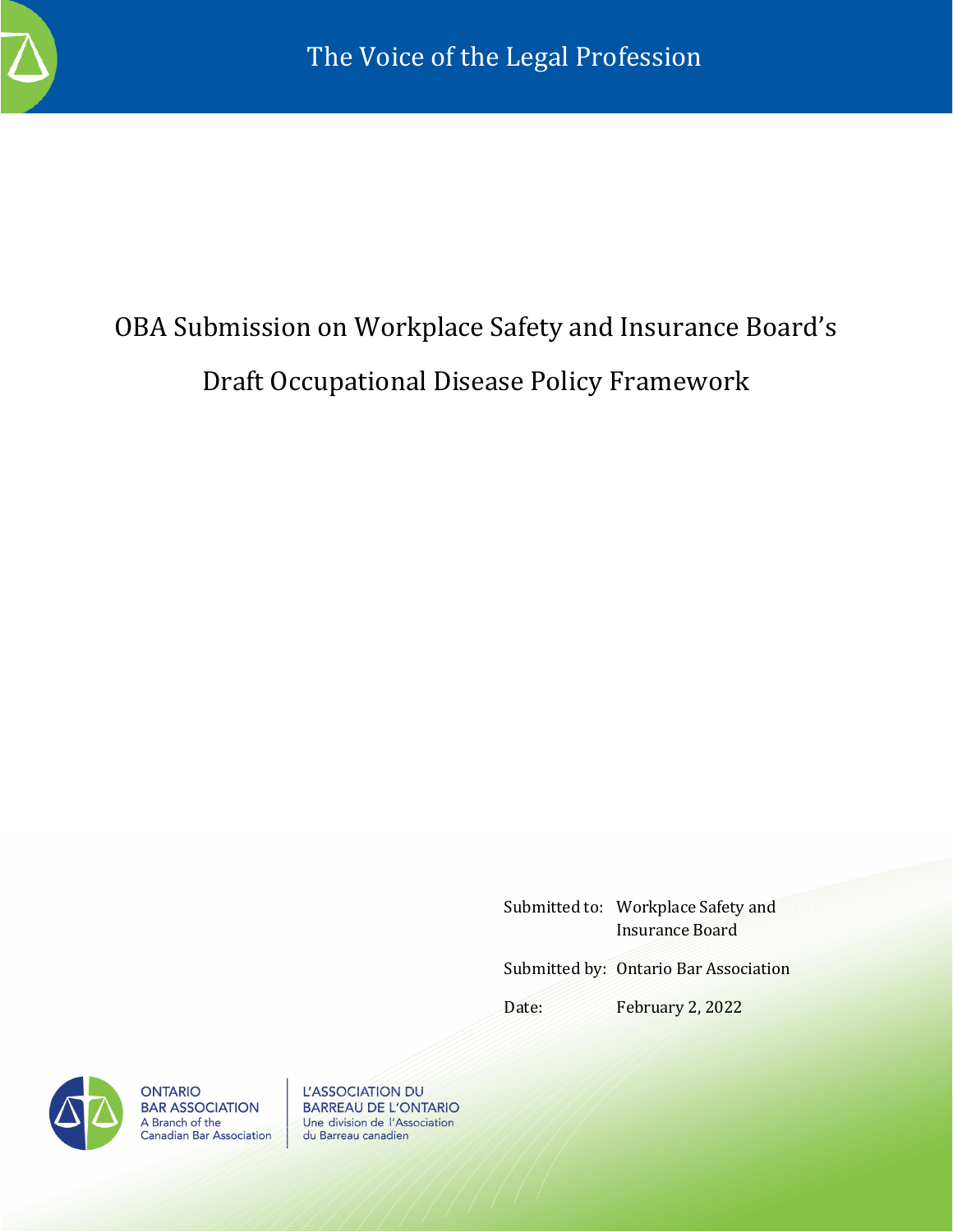The Voice of the Legal Profession

# OBA Submission on Workplace Safety and Insurance Board's Draft Occupational Disease Policy Framework

Submitted to: Workplace Safety and Insurance Board

Submitted by: Ontario Bar Association

Date: February 2, 2022

ONTARIO BAR ASSOCIATION
A Branch of the Canadian Bar Association

L'ASSOCIATION DU BARREAU DE L'ONTARIO
Une division de l'Association du Barreau canadien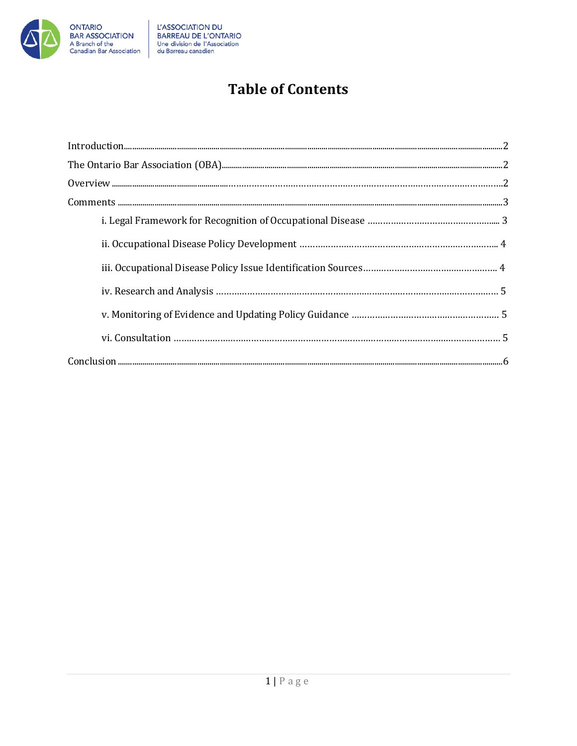# Table of Contents

Introduction ........................................................................................................ 2

The Ontario Bar Association (OBA) ........................................................................................................ 2

Overview ........................................................................................................ 2

Comments ........................................................................................................ 3

- i. Legal Framework for Recognition of Occupational Disease ........................................ 3
- ii. Occupational Disease Policy Development ........................................ 4
- iii. Occupational Disease Policy Issue Identification Sources ........................................ 4
- iv. Research and Analysis ........................................ 5
- v. Monitoring of Evidence and Updating Policy Guidance ........................................ 5
- vi. Consultation ........................................ 5

Conclusion ........................................................................................................ 6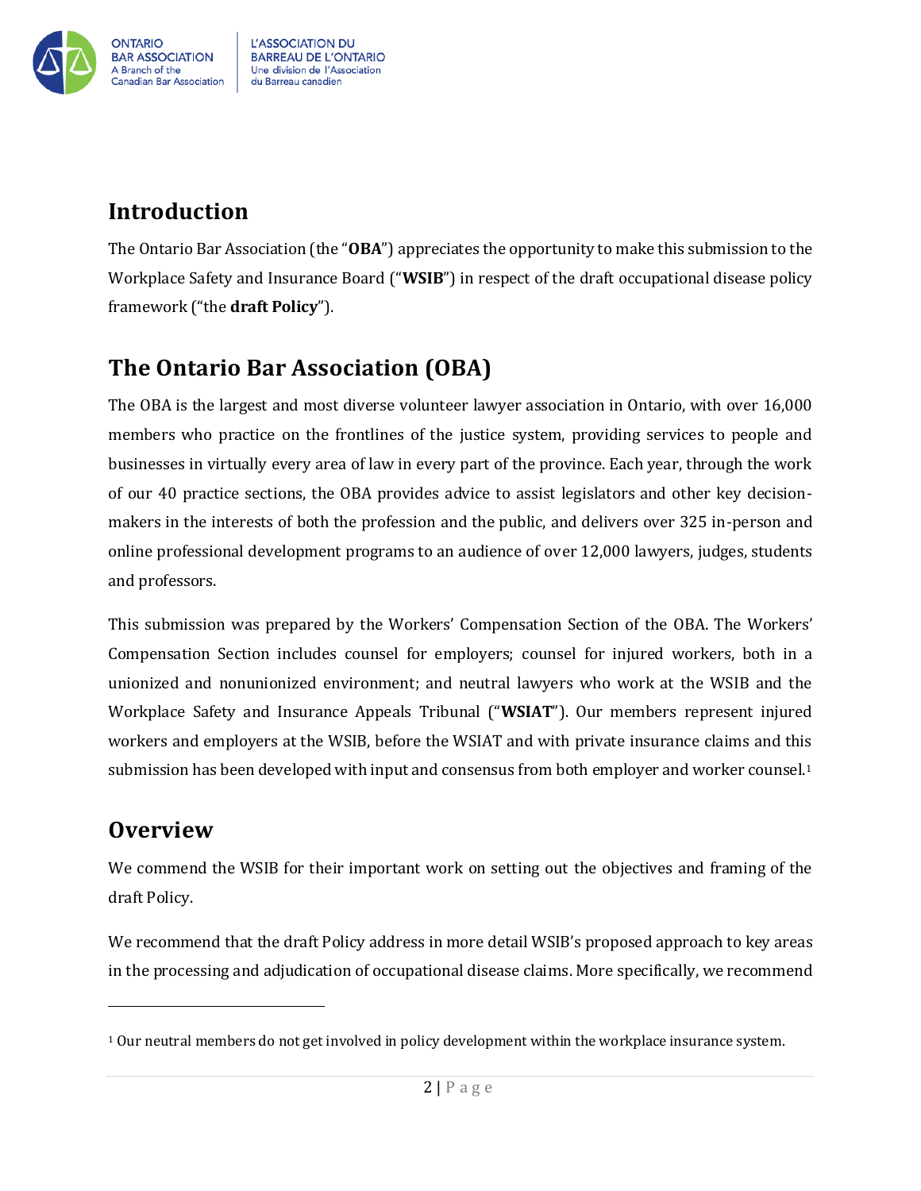## Introduction

The Ontario Bar Association (the "**OBA**") appreciates the opportunity to make this submission to the Workplace Safety and Insurance Board ("**WSIB**") in respect of the draft occupational disease policy framework ("the **draft Policy**").

## The Ontario Bar Association (OBA)

The OBA is the largest and most diverse volunteer lawyer association in Ontario, with over 16,000 members who practice on the frontlines of the justice system, providing services to people and businesses in virtually every area of law in every part of the province. Each year, through the work of our 40 practice sections, the OBA provides advice to assist legislators and other key decision-makers in the interests of both the profession and the public, and delivers over 325 in-person and online professional development programs to an audience of over 12,000 lawyers, judges, students and professors.

This submission was prepared by the Workers' Compensation Section of the OBA. The Workers' Compensation Section includes counsel for employers; counsel for injured workers, both in a unionized and nonunionized environment; and neutral lawyers who work at the WSIB and the Workplace Safety and Insurance Appeals Tribunal ("**WSIAT**"). Our members represent injured workers and employers at the WSIB, before the WSIAT and with private insurance claims and this submission has been developed with input and consensus from both employer and worker counsel.[1]

## Overview

We commend the WSIB for their important work on setting out the objectives and framing of the draft Policy.

We recommend that the draft Policy address in more detail WSIB's proposed approach to key areas in the processing and adjudication of occupational disease claims. More specifically, we recommend

[1] Our neutral members do not get involved in policy development within the workplace insurance system.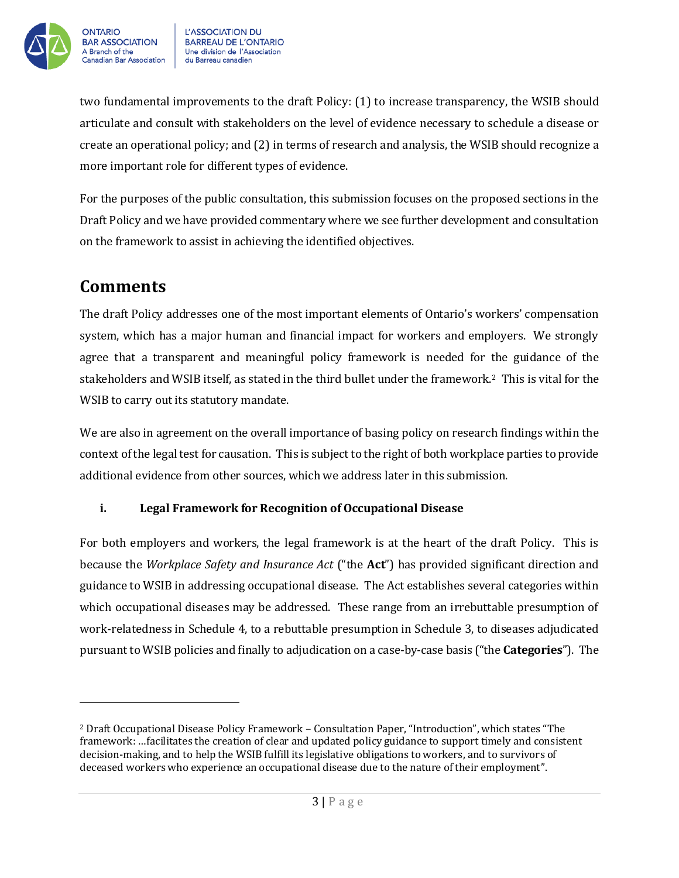two fundamental improvements to the draft Policy: (1) to increase transparency, the WSIB should articulate and consult with stakeholders on the level of evidence necessary to schedule a disease or create an operational policy; and (2) in terms of research and analysis, the WSIB should recognize a more important role for different types of evidence.

For the purposes of the public consultation, this submission focuses on the proposed sections in the Draft Policy and we have provided commentary where we see further development and consultation on the framework to assist in achieving the identified objectives.

## Comments

The draft Policy addresses one of the most important elements of Ontario's workers' compensation system, which has a major human and financial impact for workers and employers. We strongly agree that a transparent and meaningful policy framework is needed for the guidance of the stakeholders and WSIB itself, as stated in the third bullet under the framework.[2] This is vital for the WSIB to carry out its statutory mandate.

We are also in agreement on the overall importance of basing policy on research findings within the context of the legal test for causation. This is subject to the right of both workplace parties to provide additional evidence from other sources, which we address later in this submission.

### i. Legal Framework for Recognition of Occupational Disease

For both employers and workers, the legal framework is at the heart of the draft Policy. This is because the *Workplace Safety and Insurance Act* ("the **Act**") has provided significant direction and guidance to WSIB in addressing occupational disease. The Act establishes several categories within which occupational diseases may be addressed. These range from an irrebuttable presumption of work-relatedness in Schedule 4, to a rebuttable presumption in Schedule 3, to diseases adjudicated pursuant to WSIB policies and finally to adjudication on a case-by-case basis ("the **Categories**"). The

---

[2] Draft Occupational Disease Policy Framework – Consultation Paper, "Introduction", which states "The framework: …facilitates the creation of clear and updated policy guidance to support timely and consistent decision-making, and to help the WSIB fulfill its legislative obligations to workers, and to survivors of deceased workers who experience an occupational disease due to the nature of their employment".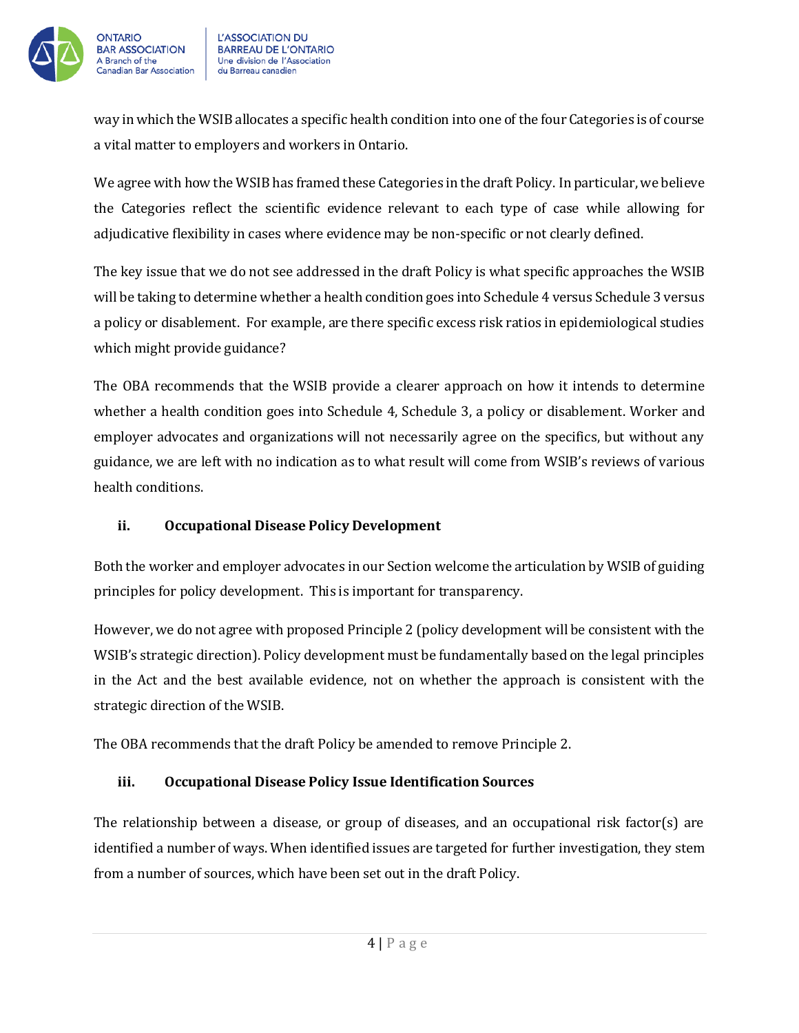way in which the WSIB allocates a specific health condition into one of the four Categories is of course a vital matter to employers and workers in Ontario.

We agree with how the WSIB has framed these Categories in the draft Policy. In particular, we believe the Categories reflect the scientific evidence relevant to each type of case while allowing for adjudicative flexibility in cases where evidence may be non-specific or not clearly defined.

The key issue that we do not see addressed in the draft Policy is what specific approaches the WSIB will be taking to determine whether a health condition goes into Schedule 4 versus Schedule 3 versus a policy or disablement. For example, are there specific excess risk ratios in epidemiological studies which might provide guidance?

The OBA recommends that the WSIB provide a clearer approach on how it intends to determine whether a health condition goes into Schedule 4, Schedule 3, a policy or disablement. Worker and employer advocates and organizations will not necessarily agree on the specifics, but without any guidance, we are left with no indication as to what result will come from WSIB's reviews of various health conditions.

### ii. Occupational Disease Policy Development

Both the worker and employer advocates in our Section welcome the articulation by WSIB of guiding principles for policy development. This is important for transparency.

However, we do not agree with proposed Principle 2 (policy development will be consistent with the WSIB's strategic direction). Policy development must be fundamentally based on the legal principles in the Act and the best available evidence, not on whether the approach is consistent with the strategic direction of the WSIB.

The OBA recommends that the draft Policy be amended to remove Principle 2.

### iii. Occupational Disease Policy Issue Identification Sources

The relationship between a disease, or group of diseases, and an occupational risk factor(s) are identified a number of ways. When identified issues are targeted for further investigation, they stem from a number of sources, which have been set out in the draft Policy.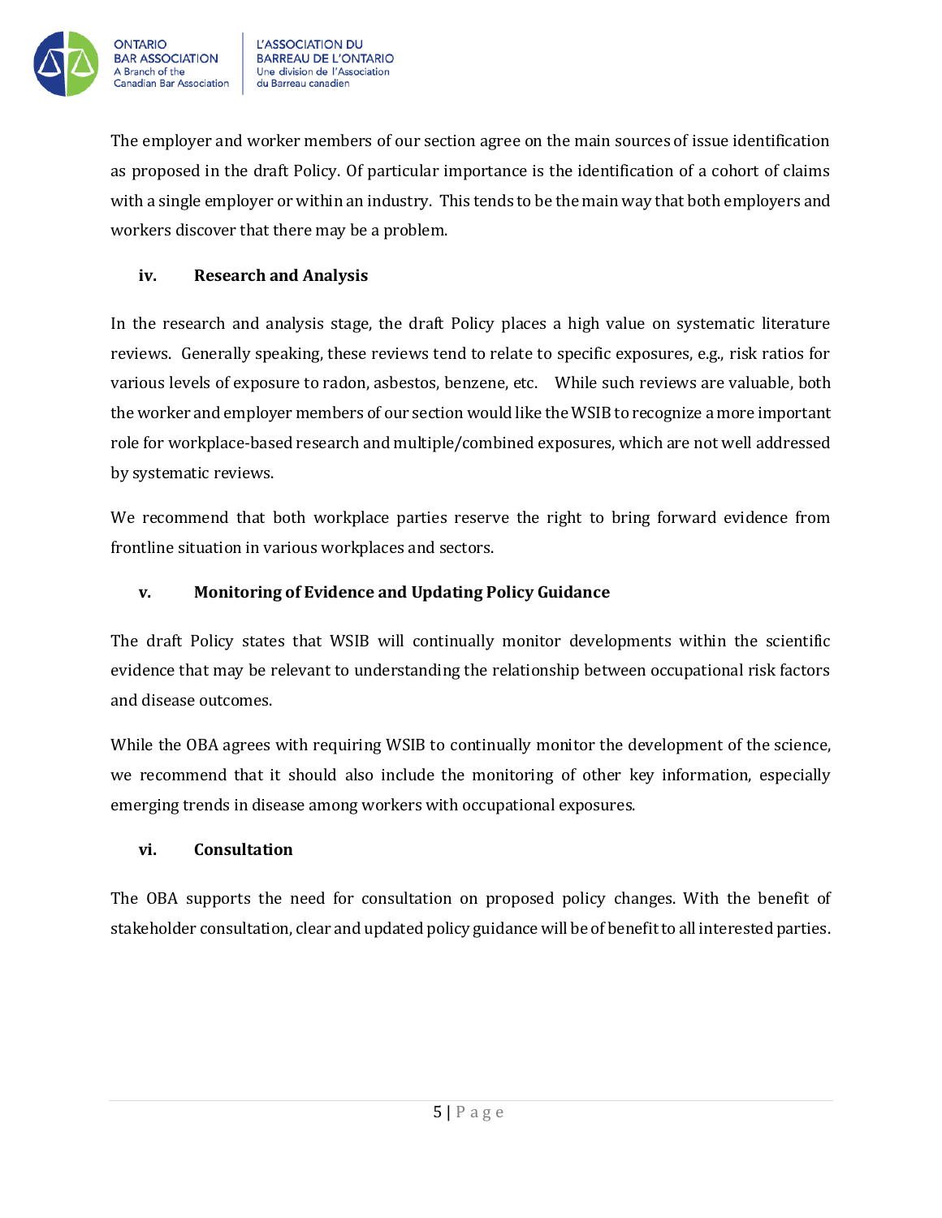The employer and worker members of our section agree on the main sources of issue identification as proposed in the draft Policy. Of particular importance is the identification of a cohort of claims with a single employer or within an industry. This tends to be the main way that both employers and workers discover that there may be a problem.

### iv. Research and Analysis

In the research and analysis stage, the draft Policy places a high value on systematic literature reviews. Generally speaking, these reviews tend to relate to specific exposures, e.g., risk ratios for various levels of exposure to radon, asbestos, benzene, etc. While such reviews are valuable, both the worker and employer members of our section would like the WSIB to recognize a more important role for workplace-based research and multiple/combined exposures, which are not well addressed by systematic reviews.

We recommend that both workplace parties reserve the right to bring forward evidence from frontline situation in various workplaces and sectors.

### v. Monitoring of Evidence and Updating Policy Guidance

The draft Policy states that WSIB will continually monitor developments within the scientific evidence that may be relevant to understanding the relationship between occupational risk factors and disease outcomes.

While the OBA agrees with requiring WSIB to continually monitor the development of the science, we recommend that it should also include the monitoring of other key information, especially emerging trends in disease among workers with occupational exposures.

### vi. Consultation

The OBA supports the need for consultation on proposed policy changes. With the benefit of stakeholder consultation, clear and updated policy guidance will be of benefit to all interested parties.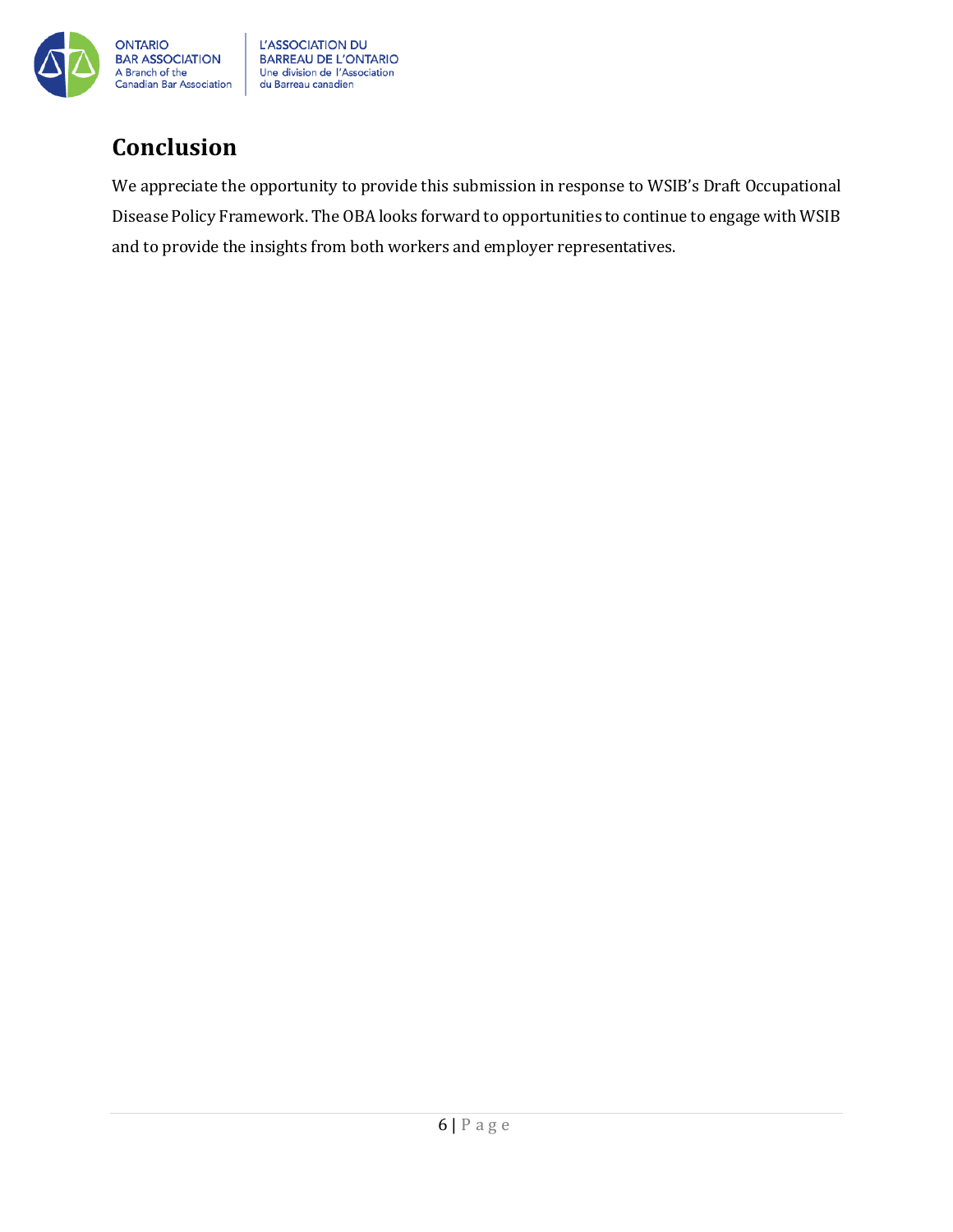## Conclusion

We appreciate the opportunity to provide this submission in response to WSIB's Draft Occupational Disease Policy Framework. The OBA looks forward to opportunities to continue to engage with WSIB and to provide the insights from both workers and employer representatives.